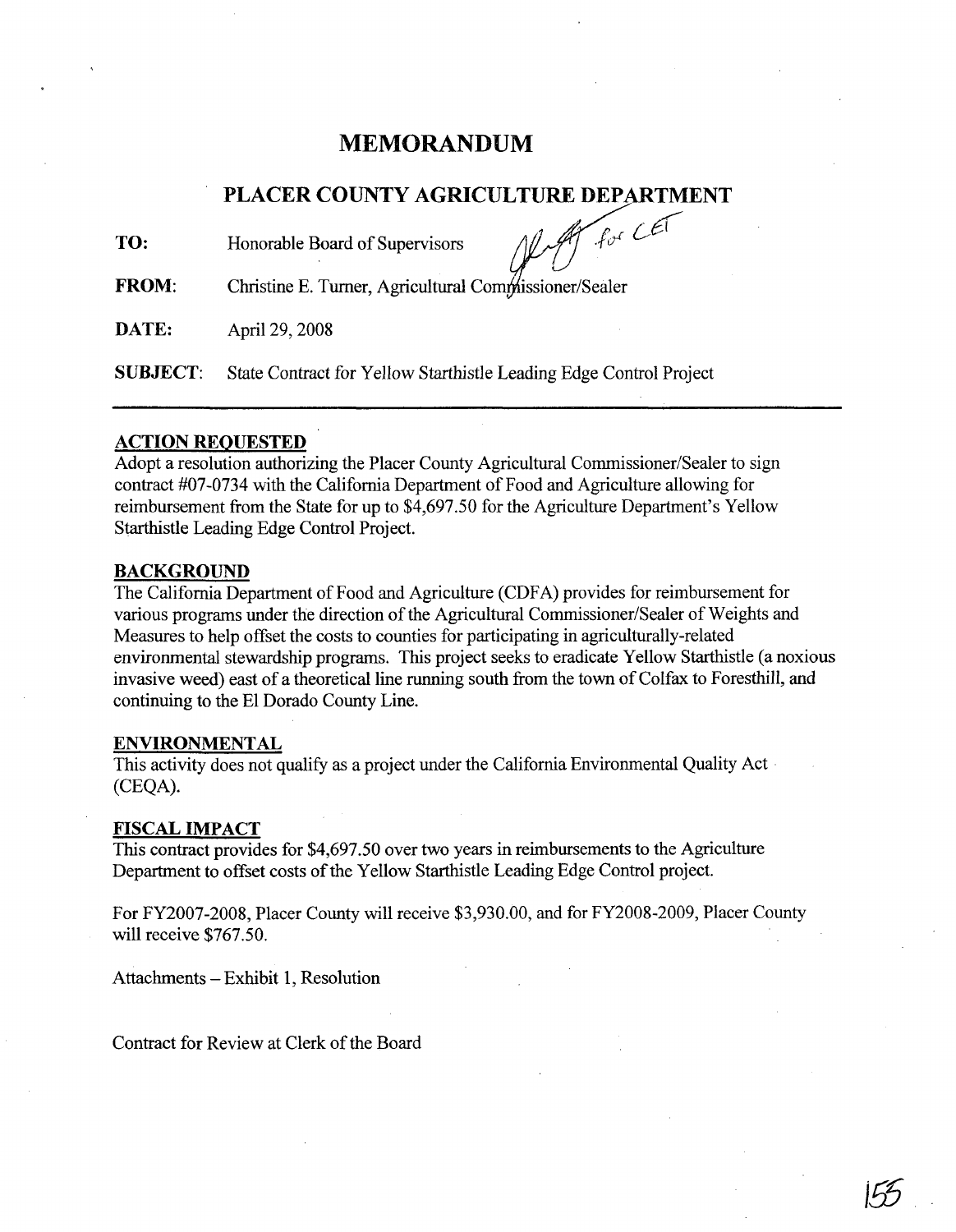# MEMORANDUM

## PLACER COUNTY AGRICULTURE DEPARTMENT

**TO:** Honorable Board of Supervisors

**FROM:** Christine E. Turner, Agricultural Commissioner/Sealer

**DATE:** April 29, 2008

**SUBJECT:** State Contract for Yellow Starthistle Leading Edge Control Project

---

### ACTION REQUESTED

Adopt a resolution authorizing the Placer County Agricultural Commissioner/Sealer to sign contract #07-0734 with the California Department of Food and Agriculture allowing for reimbursement from the State for up to $4,697.50 for the Agriculture Department's Yellow Starthistle Leading Edge Control Project.

### BACKGROUND

The California Department of Food and Agriculture (CDFA) provides for reimbursement for various programs under the direction of the Agricultural Commissioner/Sealer of Weights and Measures to help offset the costs to counties for participating in agriculturally-related environmental stewardship programs. This project seeks to eradicate Yellow Starthistle (a noxious invasive weed) east of a theoretical line running south from the town of Colfax to Foresthill, and continuing to the El Dorado County Line.

### ENVIRONMENTAL

This activity does not qualify as a project under the California Environmental Quality Act (CEQA).

### FISCAL IMPACT

This contract provides for $4,697.50 over two years in reimbursements to the Agriculture Department to offset costs of the Yellow Starthistle Leading Edge Control project.

For FY2007-2008, Placer County will receive $3,930.00, and for FY2008-2009, Placer County will receive $767.50.

Attachments – Exhibit 1, Resolution

Contract for Review at Clerk of the Board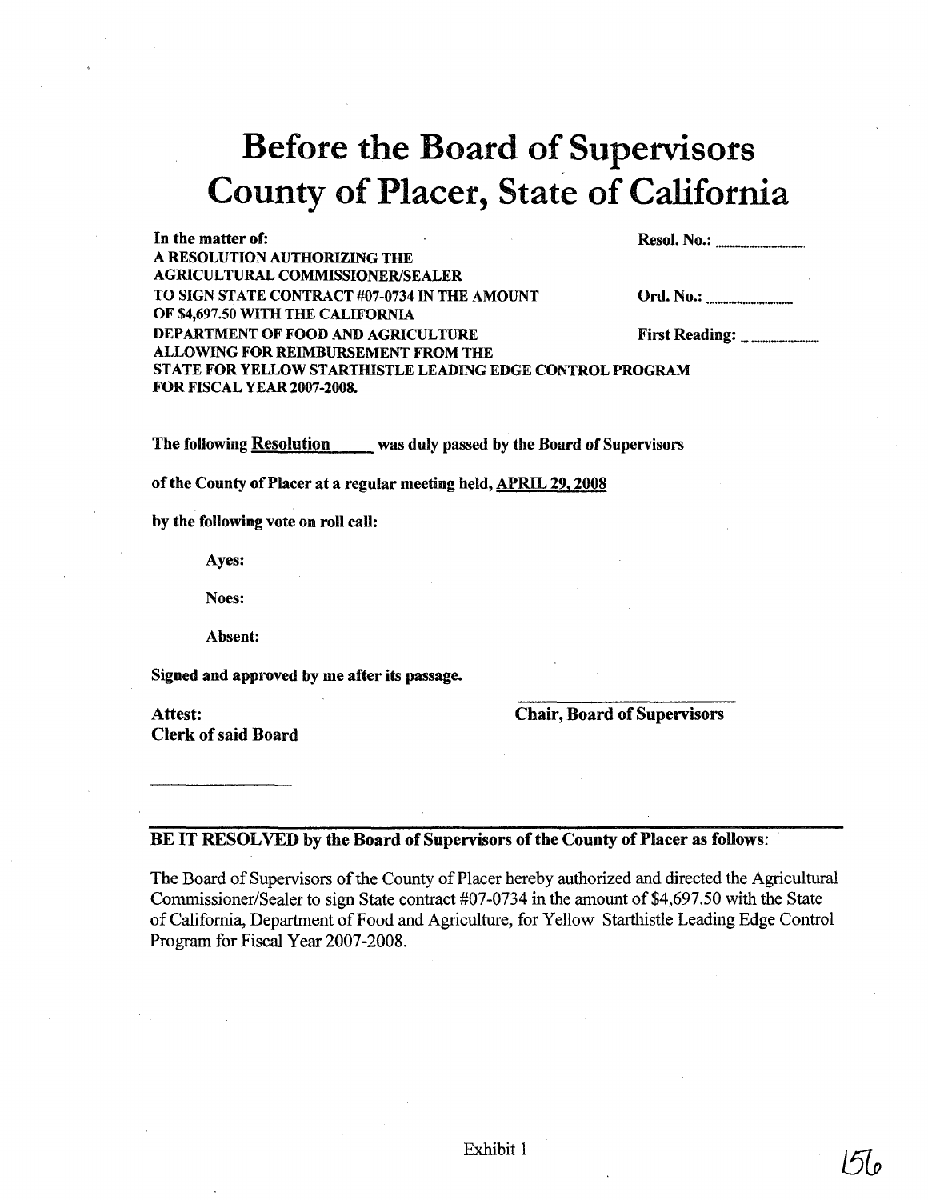# Before the Board of Supervisors County of Placer, State of California

**In the matter of:**
**A RESOLUTION AUTHORIZING THE AGRICULTURAL COMMISSIONER/SEALER TO SIGN STATE CONTRACT #07-0734 IN THE AMOUNT OF $4,697.50 WITH THE CALIFORNIA DEPARTMENT OF FOOD AND AGRICULTURE ALLOWING FOR REIMBURSEMENT FROM THE STATE FOR YELLOW STARTHISTLE LEADING EDGE CONTROL PROGRAM FOR FISCAL YEAR 2007-2008.**

**Resol. No.:** ..................

**Ord. No.:** ..................

**First Reading:** ..................

**The following Resolution was duly passed by the Board of Supervisors of the County of Placer at a regular meeting held, APRIL 29, 2008 by the following vote on roll call:**

**Ayes:**

**Noes:**

**Absent:**

**Signed and approved by me after its passage.**

**Attest:**
**Clerk of said Board**

**Chair, Board of Supervisors**

---

**BE IT RESOLVED by the Board of Supervisors of the County of Placer as follows:**

The Board of Supervisors of the County of Placer hereby authorized and directed the Agricultural Commissioner/Sealer to sign State contract #07-0734 in the amount of $4,697.50 with the State of California, Department of Food and Agriculture, for Yellow Starthistle Leading Edge Control Program for Fiscal Year 2007-2008.

Exhibit 1